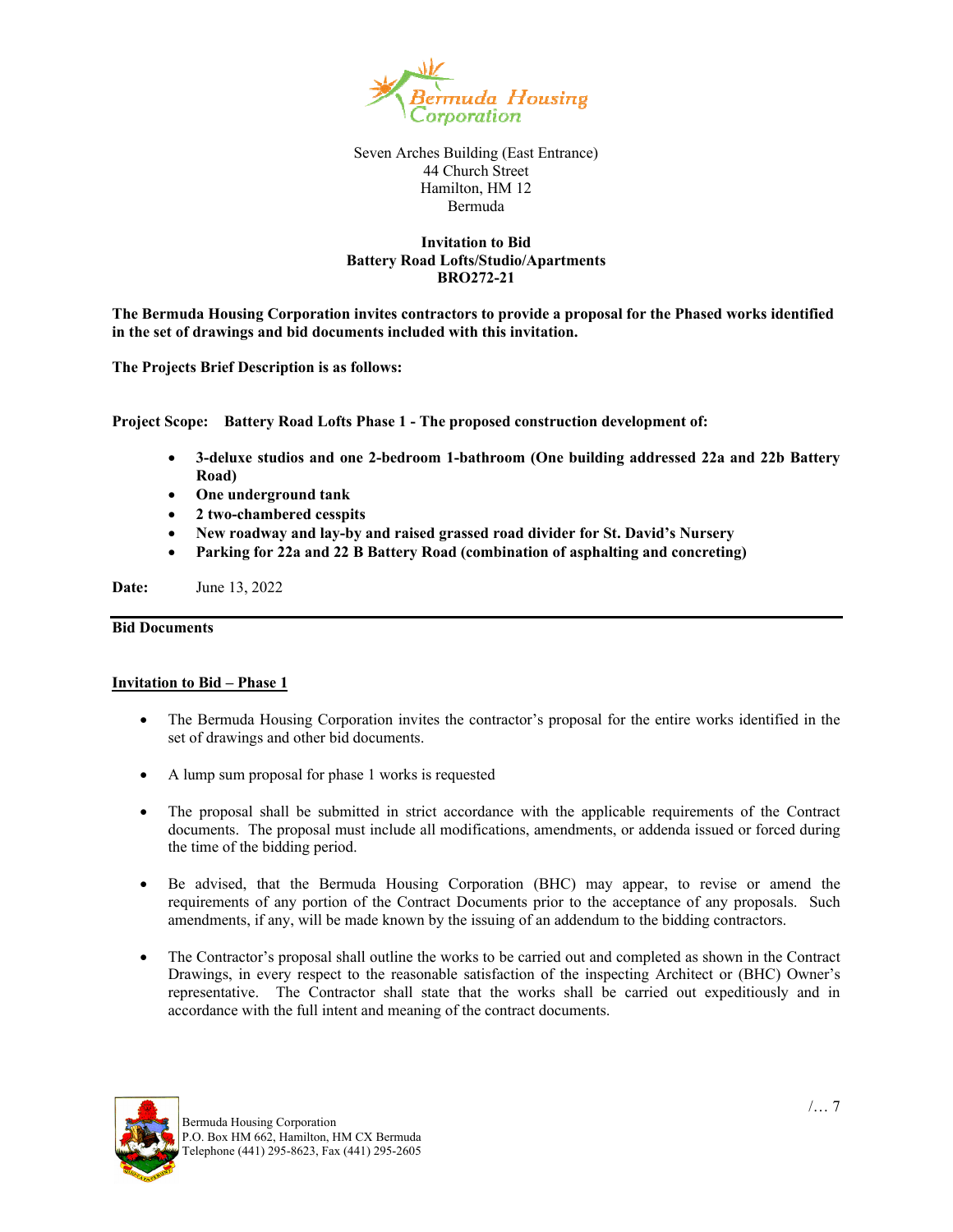Seven Arches Building (East Entrance)
44 Church Street
Hamilton, HM 12
Bermuda

**Invitation to Bid**
**Battery Road Lofts/Studio/Apartments**
**BRO272-21**

**The Bermuda Housing Corporation invites contractors to provide a proposal for the Phased works identified in the set of drawings and bid documents included with this invitation.**

**The Projects Brief Description is as follows:**

**Project Scope: Battery Road Lofts Phase 1 - The proposed construction development of:**

- **3-deluxe studios and one 2-bedroom 1-bathroom (One building addressed 22a and 22b Battery Road)**
- **One underground tank**
- **2 two-chambered cesspits**
- **New roadway and lay-by and raised grassed road divider for St. David's Nursery**
- **Parking for 22a and 22 B Battery Road (combination of asphalting and concreting)**

**Date:** June 13, 2022

---

**Bid Documents**

**<u>Invitation to Bid – Phase 1</u>**

- The Bermuda Housing Corporation invites the contractor's proposal for the entire works identified in the set of drawings and other bid documents.
- A lump sum proposal for phase 1 works is requested
- The proposal shall be submitted in strict accordance with the applicable requirements of the Contract documents. The proposal must include all modifications, amendments, or addenda issued or forced during the time of the bidding period.
- Be advised, that the Bermuda Housing Corporation (BHC) may appear, to revise or amend the requirements of any portion of the Contract Documents prior to the acceptance of any proposals. Such amendments, if any, will be made known by the issuing of an addendum to the bidding contractors.
- The Contractor's proposal shall outline the works to be carried out and completed as shown in the Contract Drawings, in every respect to the reasonable satisfaction of the inspecting Architect or (BHC) Owner's representative. The Contractor shall state that the works shall be carried out expeditiously and in accordance with the full intent and meaning of the contract documents.

Bermuda Housing Corporation
P.O. Box HM 662, Hamilton, HM CX Bermuda
Telephone (441) 295-8623, Fax (441) 295-2605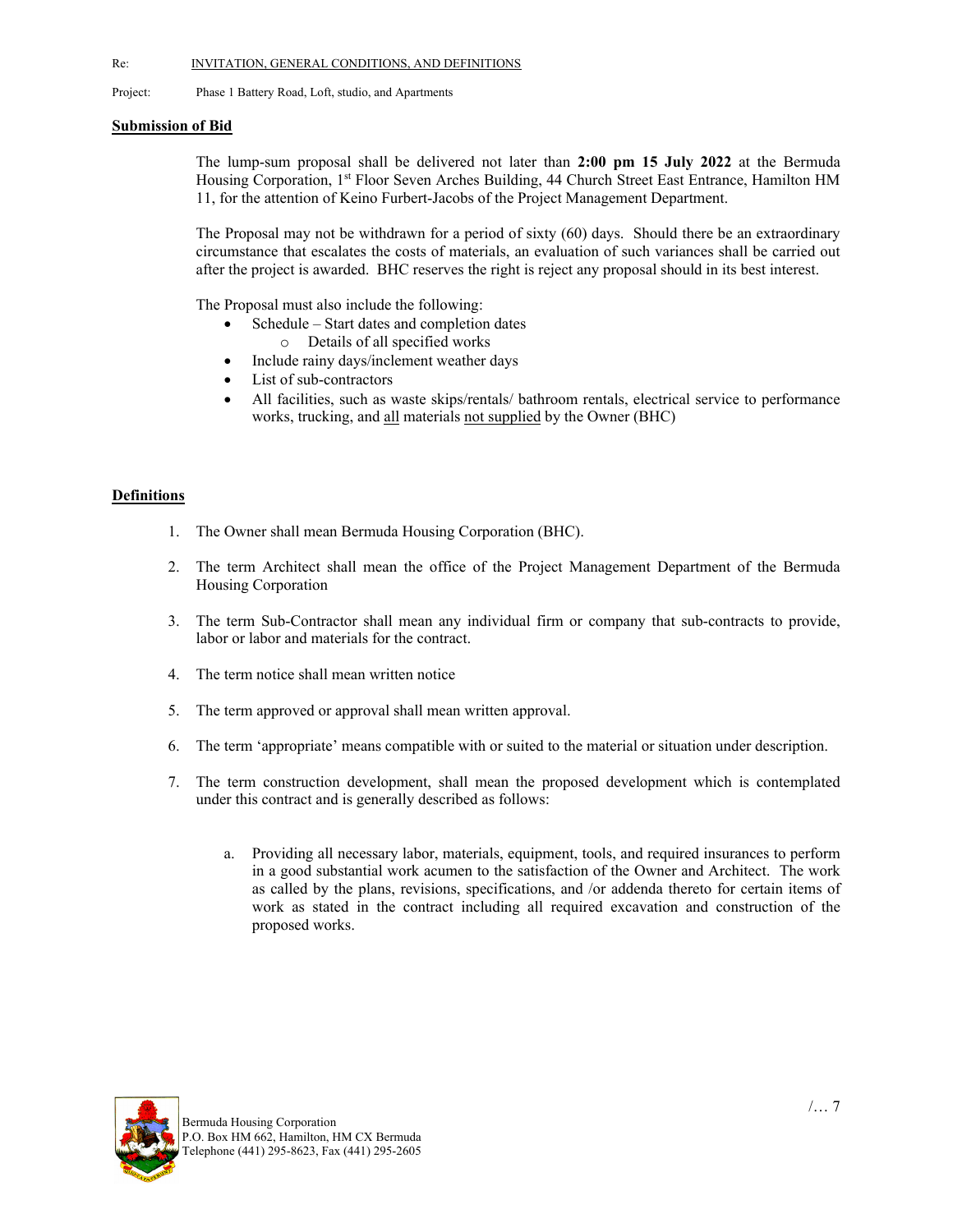Re: INVITATION, GENERAL CONDITIONS, AND DEFINITIONS

Project: Phase 1 Battery Road, Loft, studio, and Apartments

## Submission of Bid

The lump-sum proposal shall be delivered not later than **2:00 pm 15 July 2022** at the Bermuda Housing Corporation, 1st Floor Seven Arches Building, 44 Church Street East Entrance, Hamilton HM 11, for the attention of Keino Furbert-Jacobs of the Project Management Department.

The Proposal may not be withdrawn for a period of sixty (60) days. Should there be an extraordinary circumstance that escalates the costs of materials, an evaluation of such variances shall be carried out after the project is awarded. BHC reserves the right is reject any proposal should in its best interest.

The Proposal must also include the following:

- Schedule – Start dates and completion dates
  - Details of all specified works
- Include rainy days/inclement weather days
- List of sub-contractors
- All facilities, such as waste skips/rentals/ bathroom rentals, electrical service to performance works, trucking, and all materials not supplied by the Owner (BHC)

## Definitions

1. The Owner shall mean Bermuda Housing Corporation (BHC).
2. The term Architect shall mean the office of the Project Management Department of the Bermuda Housing Corporation
3. The term Sub-Contractor shall mean any individual firm or company that sub-contracts to provide, labor or labor and materials for the contract.
4. The term notice shall mean written notice
5. The term approved or approval shall mean written approval.
6. The term 'appropriate' means compatible with or suited to the material or situation under description.
7. The term construction development, shall mean the proposed development which is contemplated under this contract and is generally described as follows:

   a. Providing all necessary labor, materials, equipment, tools, and required insurances to perform in a good substantial work acumen to the satisfaction of the Owner and Architect. The work as called by the plans, revisions, specifications, and /or addenda thereto for certain items of work as stated in the contract including all required excavation and construction of the proposed works.

Bermuda Housing Corporation
P.O. Box HM 662, Hamilton, HM CX Bermuda
Telephone (441) 295-8623, Fax (441) 295-2605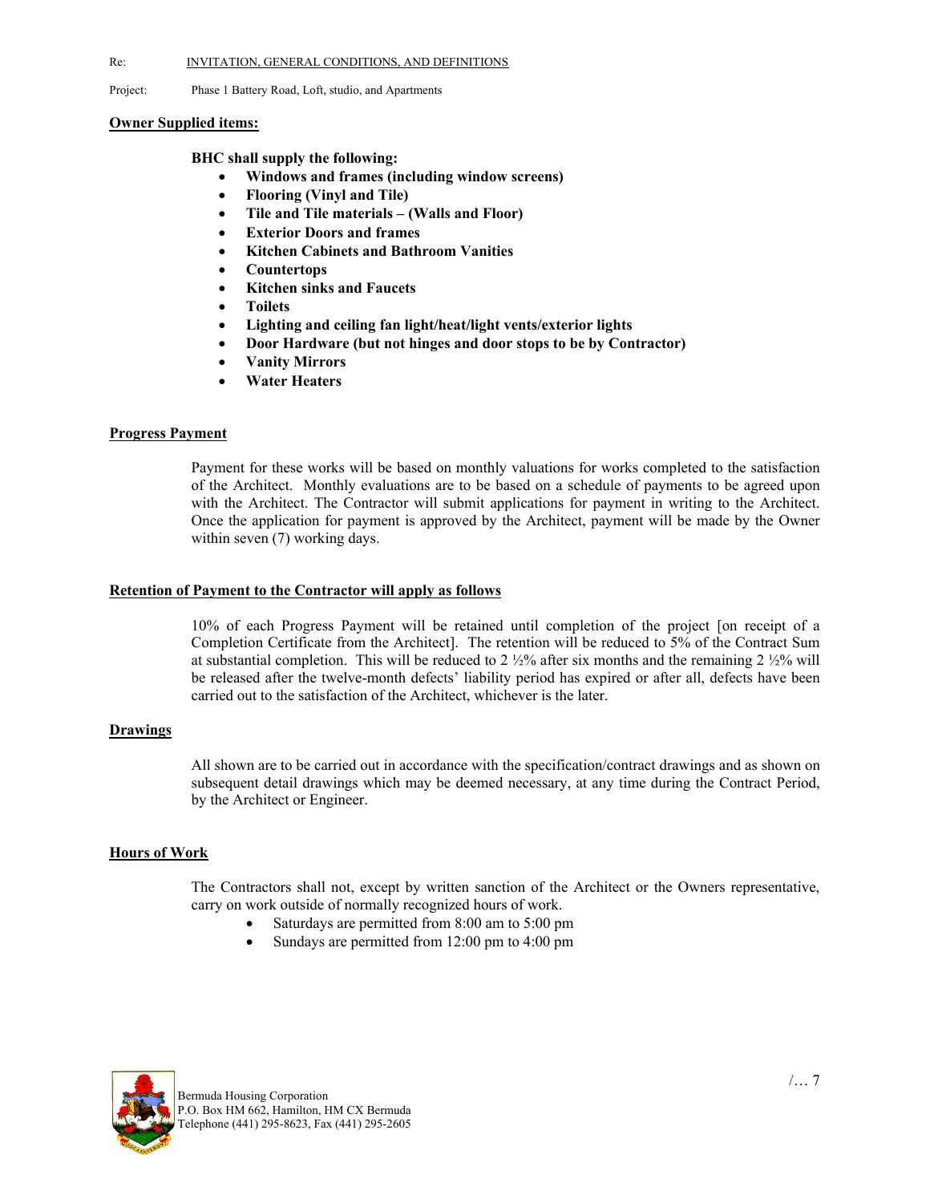## Owner Supplied items:

**BHC shall supply the following:**

- **Windows and frames (including window screens)**
- **Flooring (Vinyl and Tile)**
- **Tile and Tile materials – (Walls and Floor)**
- **Exterior Doors and frames**
- **Kitchen Cabinets and Bathroom Vanities**
- **Countertops**
- **Kitchen sinks and Faucets**
- **Toilets**
- **Lighting and ceiling fan light/heat/light vents/exterior lights**
- **Door Hardware (but not hinges and door stops to be by Contractor)**
- **Vanity Mirrors**
- **Water Heaters**

## Progress Payment

Payment for these works will be based on monthly valuations for works completed to the satisfaction of the Architect. Monthly evaluations are to be based on a schedule of payments to be agreed upon with the Architect. The Contractor will submit applications for payment in writing to the Architect. Once the application for payment is approved by the Architect, payment will be made by the Owner within seven (7) working days.

## Retention of Payment to the Contractor will apply as follows

10% of each Progress Payment will be retained until completion of the project [on receipt of a Completion Certificate from the Architect]. The retention will be reduced to 5% of the Contract Sum at substantial completion. This will be reduced to 2 ½% after six months and the remaining 2 ½% will be released after the twelve-month defects' liability period has expired or after all, defects have been carried out to the satisfaction of the Architect, whichever is the later.

## Drawings

All shown are to be carried out in accordance with the specification/contract drawings and as shown on subsequent detail drawings which may be deemed necessary, at any time during the Contract Period, by the Architect or Engineer.

## Hours of Work

The Contractors shall not, except by written sanction of the Architect or the Owners representative, carry on work outside of normally recognized hours of work.

- Saturdays are permitted from 8:00 am to 5:00 pm
- Sundays are permitted from 12:00 pm to 4:00 pm

/… 7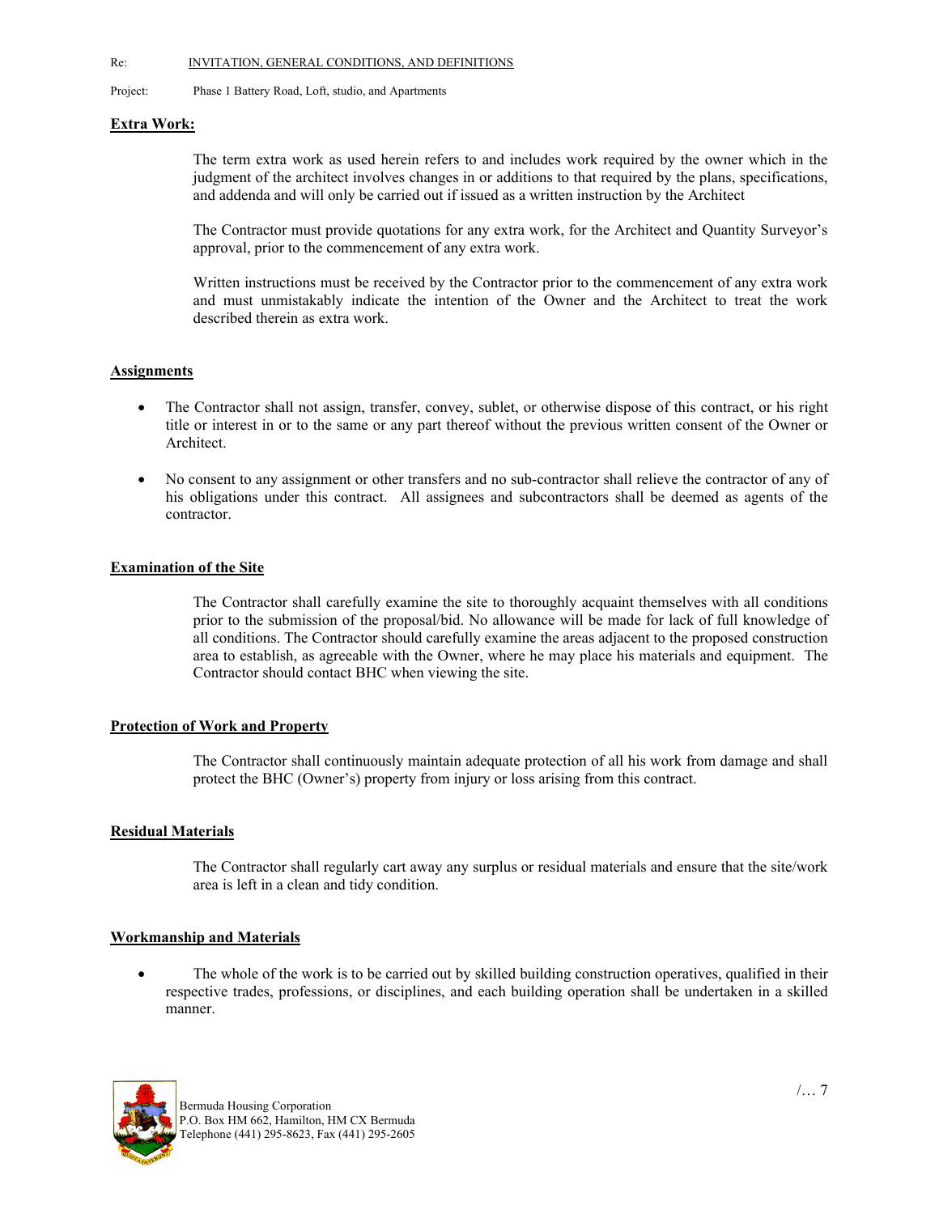## Extra Work:

The term extra work as used herein refers to and includes work required by the owner which in the judgment of the architect involves changes in or additions to that required by the plans, specifications, and addenda and will only be carried out if issued as a written instruction by the Architect

The Contractor must provide quotations for any extra work, for the Architect and Quantity Surveyor's approval, prior to the commencement of any extra work.

Written instructions must be received by the Contractor prior to the commencement of any extra work and must unmistakably indicate the intention of the Owner and the Architect to treat the work described therein as extra work.

## Assignments

- The Contractor shall not assign, transfer, convey, sublet, or otherwise dispose of this contract, or his right title or interest in or to the same or any part thereof without the previous written consent of the Owner or Architect.
- No consent to any assignment or other transfers and no sub-contractor shall relieve the contractor of any of his obligations under this contract. All assignees and subcontractors shall be deemed as agents of the contractor.

## Examination of the Site

The Contractor shall carefully examine the site to thoroughly acquaint themselves with all conditions prior to the submission of the proposal/bid. No allowance will be made for lack of full knowledge of all conditions. The Contractor should carefully examine the areas adjacent to the proposed construction area to establish, as agreeable with the Owner, where he may place his materials and equipment. The Contractor should contact BHC when viewing the site.

## Protection of Work and Property

The Contractor shall continuously maintain adequate protection of all his work from damage and shall protect the BHC (Owner's) property from injury or loss arising from this contract.

## Residual Materials

The Contractor shall regularly cart away any surplus or residual materials and ensure that the site/work area is left in a clean and tidy condition.

## Workmanship and Materials

- The whole of the work is to be carried out by skilled building construction operatives, qualified in their respective trades, professions, or disciplines, and each building operation shall be undertaken in a skilled manner.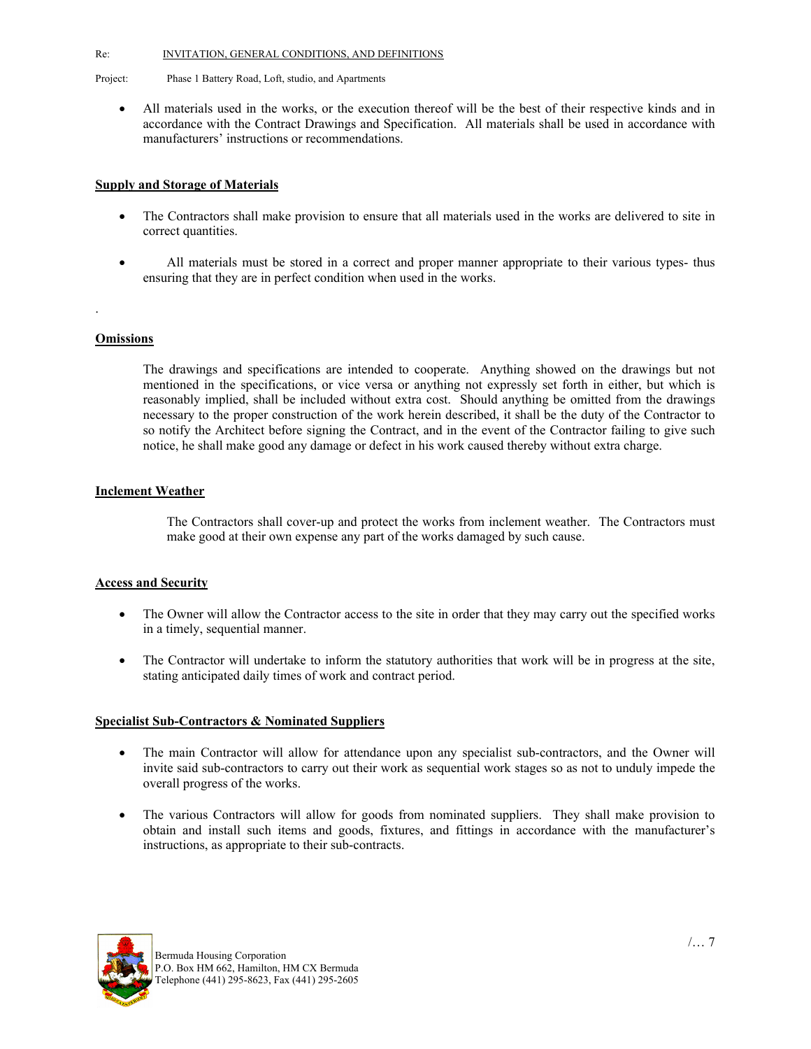- All materials used in the works, or the execution thereof will be the best of their respective kinds and in accordance with the Contract Drawings and Specification. All materials shall be used in accordance with manufacturers' instructions or recommendations.

**Supply and Storage of Materials**

- The Contractors shall make provision to ensure that all materials used in the works are delivered to site in correct quantities.
- All materials must be stored in a correct and proper manner appropriate to their various types- thus ensuring that they are in perfect condition when used in the works.

**Omissions**

The drawings and specifications are intended to cooperate. Anything showed on the drawings but not mentioned in the specifications, or vice versa or anything not expressly set forth in either, but which is reasonably implied, shall be included without extra cost. Should anything be omitted from the drawings necessary to the proper construction of the work herein described, it shall be the duty of the Contractor to so notify the Architect before signing the Contract, and in the event of the Contractor failing to give such notice, he shall make good any damage or defect in his work caused thereby without extra charge.

**Inclement Weather**

The Contractors shall cover-up and protect the works from inclement weather. The Contractors must make good at their own expense any part of the works damaged by such cause.

**Access and Security**

- The Owner will allow the Contractor access to the site in order that they may carry out the specified works in a timely, sequential manner.
- The Contractor will undertake to inform the statutory authorities that work will be in progress at the site, stating anticipated daily times of work and contract period.

**Specialist Sub-Contractors & Nominated Suppliers**

- The main Contractor will allow for attendance upon any specialist sub-contractors, and the Owner will invite said sub-contractors to carry out their work as sequential work stages so as not to unduly impede the overall progress of the works.
- The various Contractors will allow for goods from nominated suppliers. They shall make provision to obtain and install such items and goods, fixtures, and fittings in accordance with the manufacturer's instructions, as appropriate to their sub-contracts.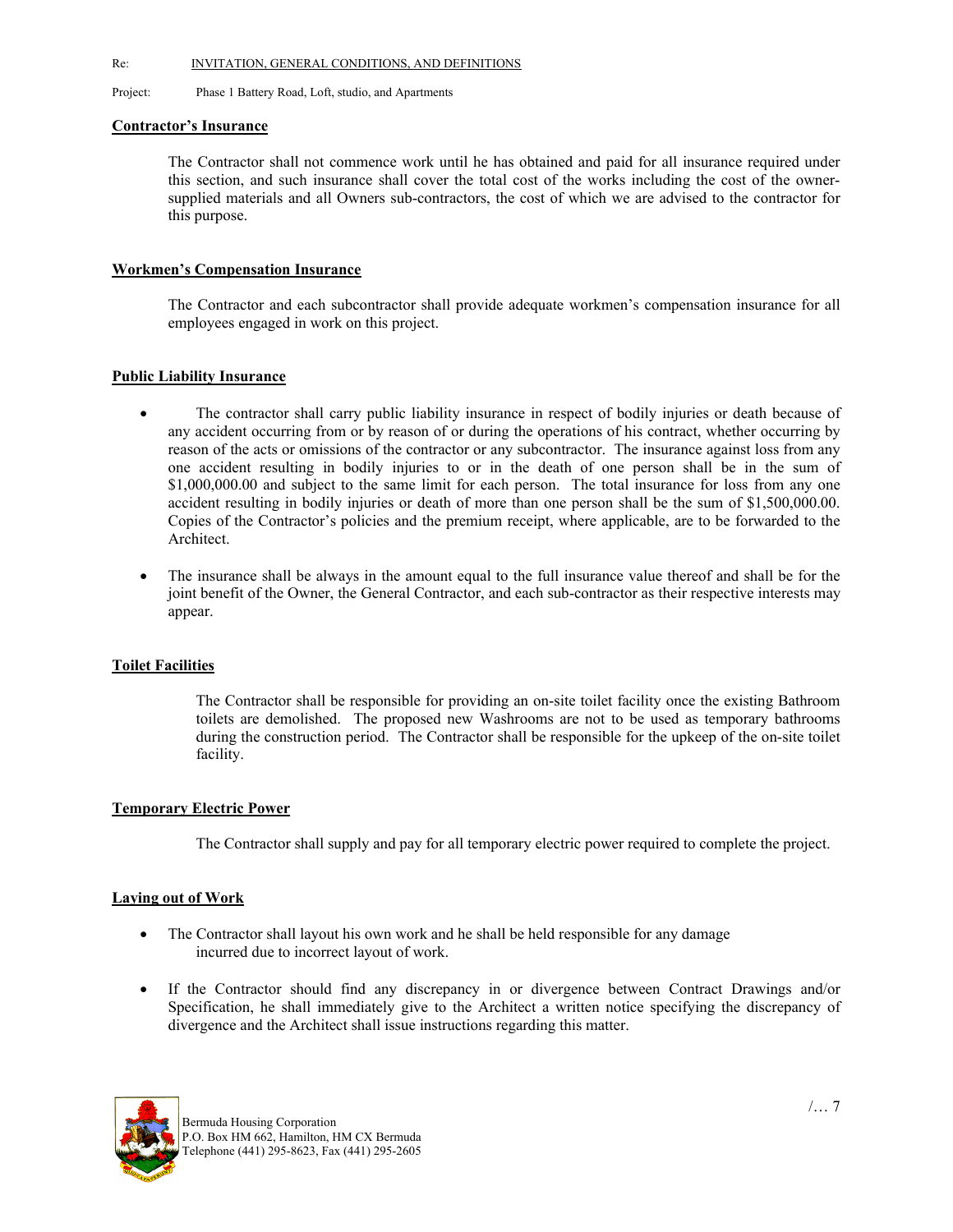#### Contractor's Insurance

The Contractor shall not commence work until he has obtained and paid for all insurance required under this section, and such insurance shall cover the total cost of the works including the cost of the owner-supplied materials and all Owners sub-contractors, the cost of which we are advised to the contractor for this purpose.

#### Workmen's Compensation Insurance

The Contractor and each subcontractor shall provide adequate workmen's compensation insurance for all employees engaged in work on this project.

#### Public Liability Insurance

- The contractor shall carry public liability insurance in respect of bodily injuries or death because of any accident occurring from or by reason of or during the operations of his contract, whether occurring by reason of the acts or omissions of the contractor or any subcontractor. The insurance against loss from any one accident resulting in bodily injuries to or in the death of one person shall be in the sum of $1,000,000.00 and subject to the same limit for each person. The total insurance for loss from any one accident resulting in bodily injuries or death of more than one person shall be the sum of $1,500,000.00. Copies of the Contractor's policies and the premium receipt, where applicable, are to be forwarded to the Architect.

- The insurance shall be always in the amount equal to the full insurance value thereof and shall be for the joint benefit of the Owner, the General Contractor, and each sub-contractor as their respective interests may appear.

#### Toilet Facilities

The Contractor shall be responsible for providing an on-site toilet facility once the existing Bathroom toilets are demolished. The proposed new Washrooms are not to be used as temporary bathrooms during the construction period. The Contractor shall be responsible for the upkeep of the on-site toilet facility.

#### Temporary Electric Power

The Contractor shall supply and pay for all temporary electric power required to complete the project.

#### Laying out of Work

- The Contractor shall layout his own work and he shall be held responsible for any damage incurred due to incorrect layout of work.

- If the Contractor should find any discrepancy in or divergence between Contract Drawings and/or Specification, he shall immediately give to the Architect a written notice specifying the discrepancy of divergence and the Architect shall issue instructions regarding this matter.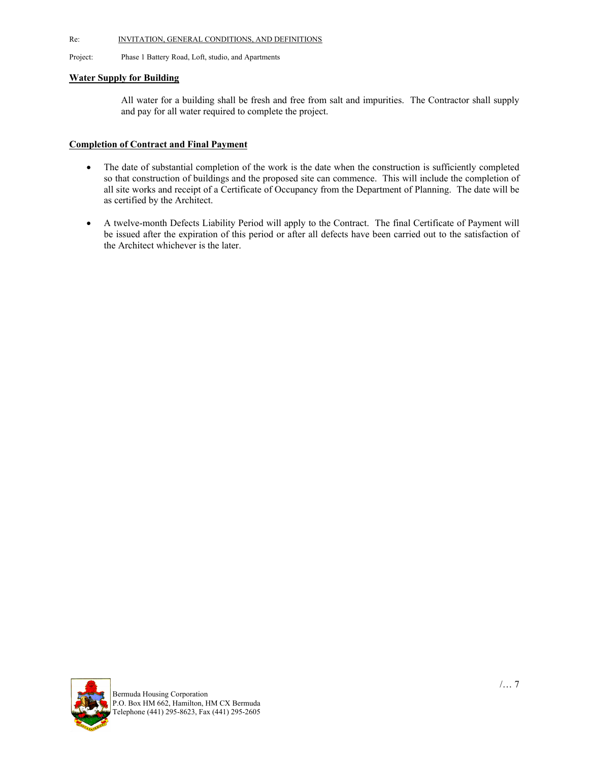## Water Supply for Building

All water for a building shall be fresh and free from salt and impurities. The Contractor shall supply and pay for all water required to complete the project.

## Completion of Contract and Final Payment

- The date of substantial completion of the work is the date when the construction is sufficiently completed so that construction of buildings and the proposed site can commence. This will include the completion of all site works and receipt of a Certificate of Occupancy from the Department of Planning. The date will be as certified by the Architect.

- A twelve-month Defects Liability Period will apply to the Contract. The final Certificate of Payment will be issued after the expiration of this period or after all defects have been carried out to the satisfaction of the Architect whichever is the later.